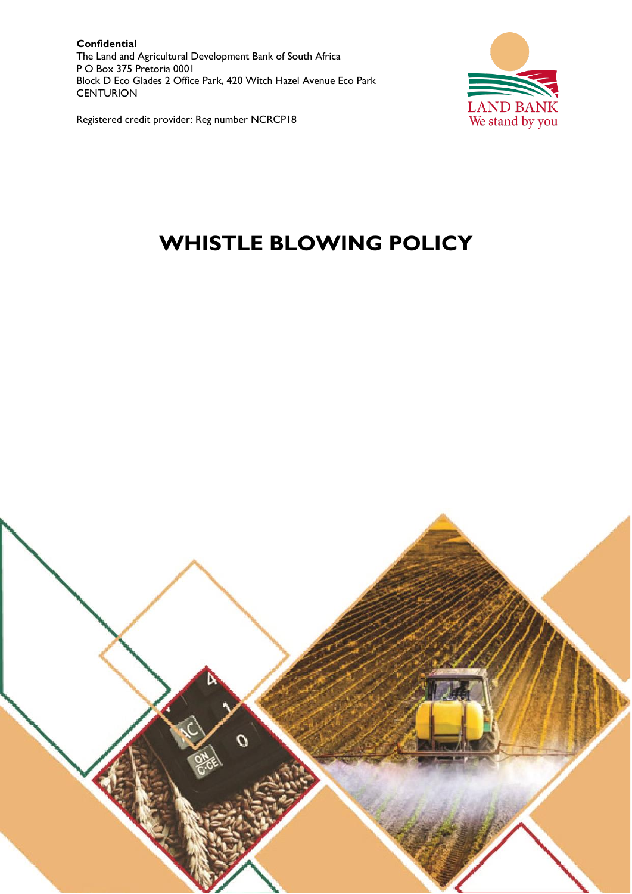**Confidential**
The Land and Agricultural Development Bank of South Africa
P O Box 375 Pretoria 0001
Block D Eco Glades 2 Office Park, 420 Witch Hazel Avenue Eco Park
CENTURION

Registered credit provider: Reg number NCRCP18

LAND BANK
We stand by you

# WHISTLE BLOWING POLICY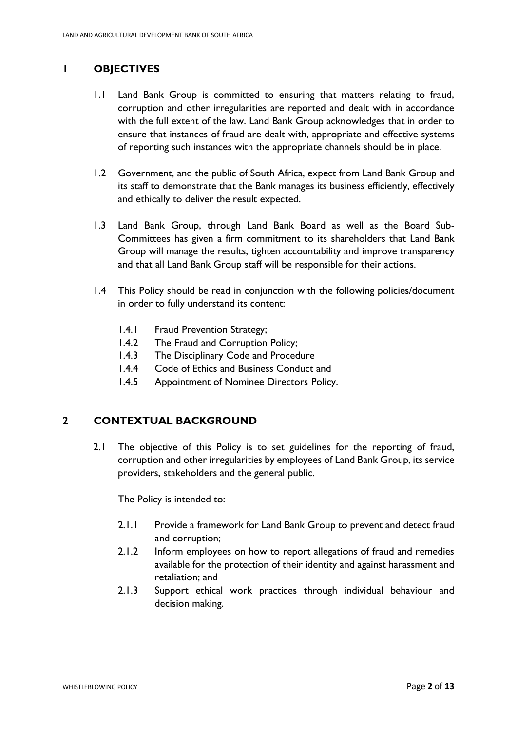## 1 OBJECTIVES

1.1 Land Bank Group is committed to ensuring that matters relating to fraud, corruption and other irregularities are reported and dealt with in accordance with the full extent of the law. Land Bank Group acknowledges that in order to ensure that instances of fraud are dealt with, appropriate and effective systems of reporting such instances with the appropriate channels should be in place.

1.2 Government, and the public of South Africa, expect from Land Bank Group and its staff to demonstrate that the Bank manages its business efficiently, effectively and ethically to deliver the result expected.

1.3 Land Bank Group, through Land Bank Board as well as the Board Sub-Committees has given a firm commitment to its shareholders that Land Bank Group will manage the results, tighten accountability and improve transparency and that all Land Bank Group staff will be responsible for their actions.

1.4 This Policy should be read in conjunction with the following policies/document in order to fully understand its content:

- 1.4.1 Fraud Prevention Strategy;
- 1.4.2 The Fraud and Corruption Policy;
- 1.4.3 The Disciplinary Code and Procedure
- 1.4.4 Code of Ethics and Business Conduct and
- 1.4.5 Appointment of Nominee Directors Policy.

## 2 CONTEXTUAL BACKGROUND

2.1 The objective of this Policy is to set guidelines for the reporting of fraud, corruption and other irregularities by employees of Land Bank Group, its service providers, stakeholders and the general public.

The Policy is intended to:

- 2.1.1 Provide a framework for Land Bank Group to prevent and detect fraud and corruption;
- 2.1.2 Inform employees on how to report allegations of fraud and remedies available for the protection of their identity and against harassment and retaliation; and
- 2.1.3 Support ethical work practices through individual behaviour and decision making.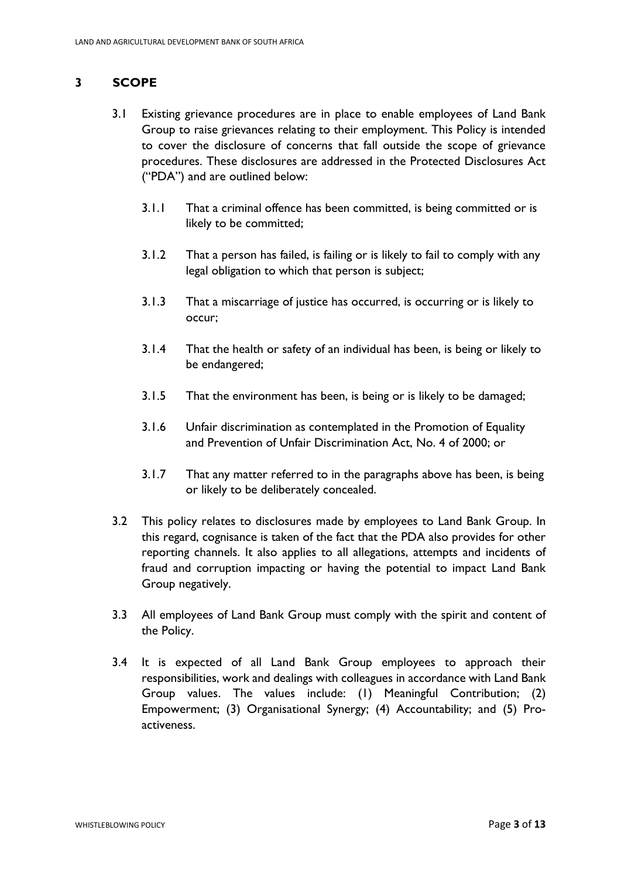## 3 SCOPE

3.1 Existing grievance procedures are in place to enable employees of Land Bank Group to raise grievances relating to their employment. This Policy is intended to cover the disclosure of concerns that fall outside the scope of grievance procedures. These disclosures are addressed in the Protected Disclosures Act ("PDA") and are outlined below:

3.1.1 That a criminal offence has been committed, is being committed or is likely to be committed;

3.1.2 That a person has failed, is failing or is likely to fail to comply with any legal obligation to which that person is subject;

3.1.3 That a miscarriage of justice has occurred, is occurring or is likely to occur;

3.1.4 That the health or safety of an individual has been, is being or likely to be endangered;

3.1.5 That the environment has been, is being or is likely to be damaged;

3.1.6 Unfair discrimination as contemplated in the Promotion of Equality and Prevention of Unfair Discrimination Act, No. 4 of 2000; or

3.1.7 That any matter referred to in the paragraphs above has been, is being or likely to be deliberately concealed.

3.2 This policy relates to disclosures made by employees to Land Bank Group. In this regard, cognisance is taken of the fact that the PDA also provides for other reporting channels. It also applies to all allegations, attempts and incidents of fraud and corruption impacting or having the potential to impact Land Bank Group negatively.

3.3 All employees of Land Bank Group must comply with the spirit and content of the Policy.

3.4 It is expected of all Land Bank Group employees to approach their responsibilities, work and dealings with colleagues in accordance with Land Bank Group values. The values include: (1) Meaningful Contribution; (2) Empowerment; (3) Organisational Synergy; (4) Accountability; and (5) Pro-activeness.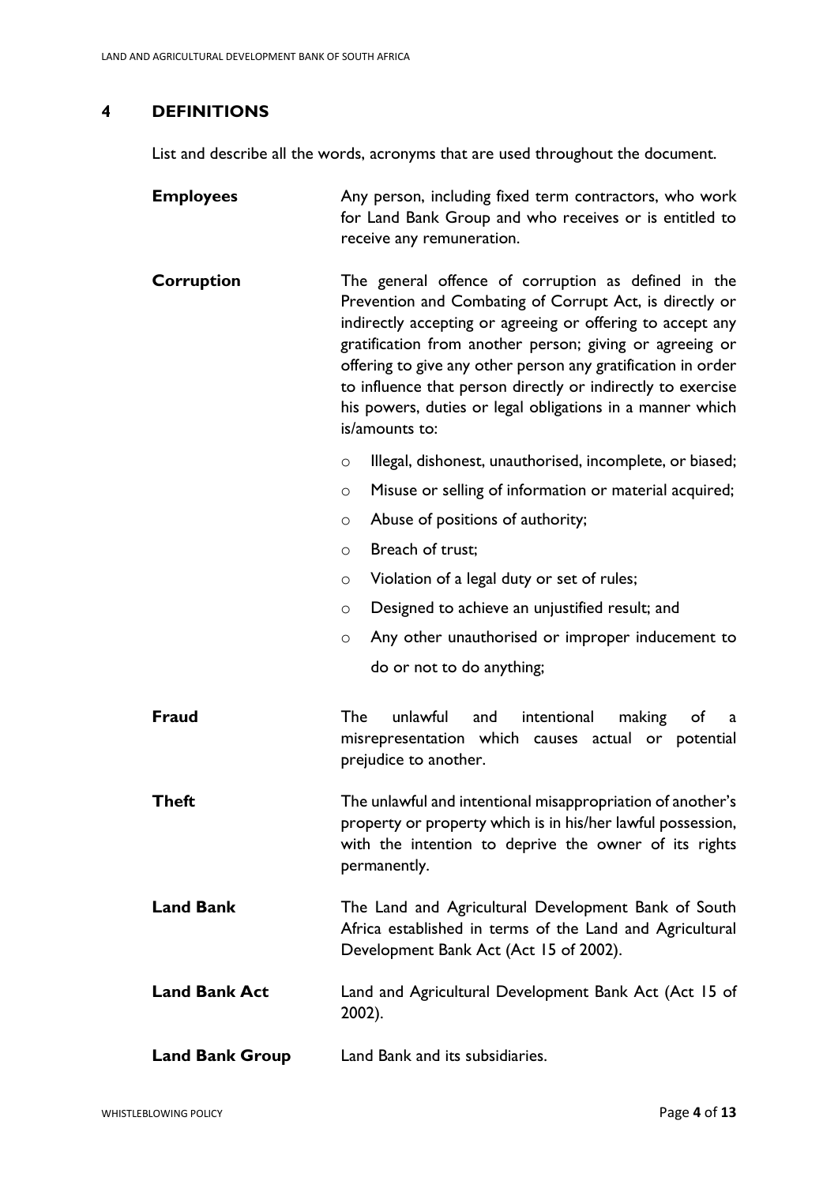## 4 DEFINITIONS

List and describe all the words, acronyms that are used throughout the document.

**Employees** — Any person, including fixed term contractors, who work for Land Bank Group and who receives or is entitled to receive any remuneration.

**Corruption** — The general offence of corruption as defined in the Prevention and Combating of Corrupt Act, is directly or indirectly accepting or agreeing or offering to accept any gratification from another person; giving or agreeing or offering to give any other person any gratification in order to influence that person directly or indirectly to exercise his powers, duties or legal obligations in a manner which is/amounts to:

- Illegal, dishonest, unauthorised, incomplete, or biased;
- Misuse or selling of information or material acquired;
- Abuse of positions of authority;
- Breach of trust;
- Violation of a legal duty or set of rules;
- Designed to achieve an unjustified result; and
- Any other unauthorised or improper inducement to do or not to do anything;

**Fraud** — The unlawful and intentional making of a misrepresentation which causes actual or potential prejudice to another.

**Theft** — The unlawful and intentional misappropriation of another's property or property which is in his/her lawful possession, with the intention to deprive the owner of its rights permanently.

**Land Bank** — The Land and Agricultural Development Bank of South Africa established in terms of the Land and Agricultural Development Bank Act (Act 15 of 2002).

**Land Bank Act** — Land and Agricultural Development Bank Act (Act 15 of 2002).

**Land Bank Group** — Land Bank and its subsidiaries.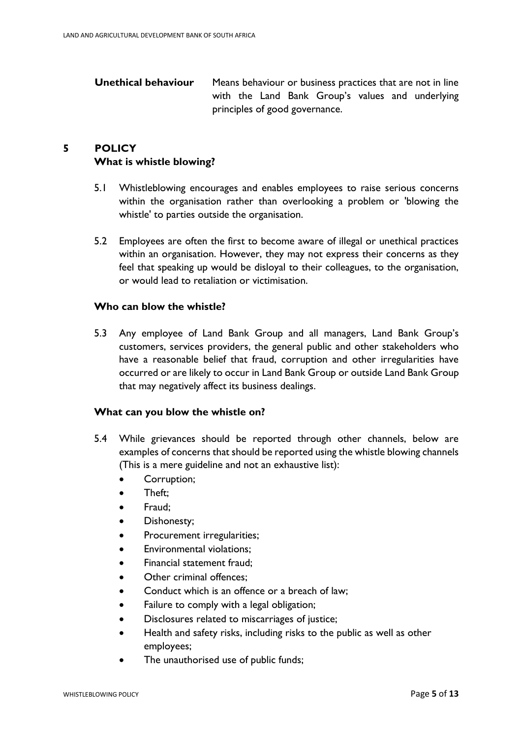**Unethical behaviour** Means behaviour or business practices that are not in line with the Land Bank Group's values and underlying principles of good governance.

## 5 POLICY

### What is whistle blowing?

5.1 Whistleblowing encourages and enables employees to raise serious concerns within the organisation rather than overlooking a problem or 'blowing the whistle' to parties outside the organisation.

5.2 Employees are often the first to become aware of illegal or unethical practices within an organisation. However, they may not express their concerns as they feel that speaking up would be disloyal to their colleagues, to the organisation, or would lead to retaliation or victimisation.

### Who can blow the whistle?

5.3 Any employee of Land Bank Group and all managers, Land Bank Group's customers, services providers, the general public and other stakeholders who have a reasonable belief that fraud, corruption and other irregularities have occurred or are likely to occur in Land Bank Group or outside Land Bank Group that may negatively affect its business dealings.

### What can you blow the whistle on?

5.4 While grievances should be reported through other channels, below are examples of concerns that should be reported using the whistle blowing channels (This is a mere guideline and not an exhaustive list):

- Corruption;
- Theft;
- Fraud;
- Dishonesty;
- Procurement irregularities;
- Environmental violations;
- Financial statement fraud;
- Other criminal offences;
- Conduct which is an offence or a breach of law;
- Failure to comply with a legal obligation;
- Disclosures related to miscarriages of justice;
- Health and safety risks, including risks to the public as well as other employees;
- The unauthorised use of public funds;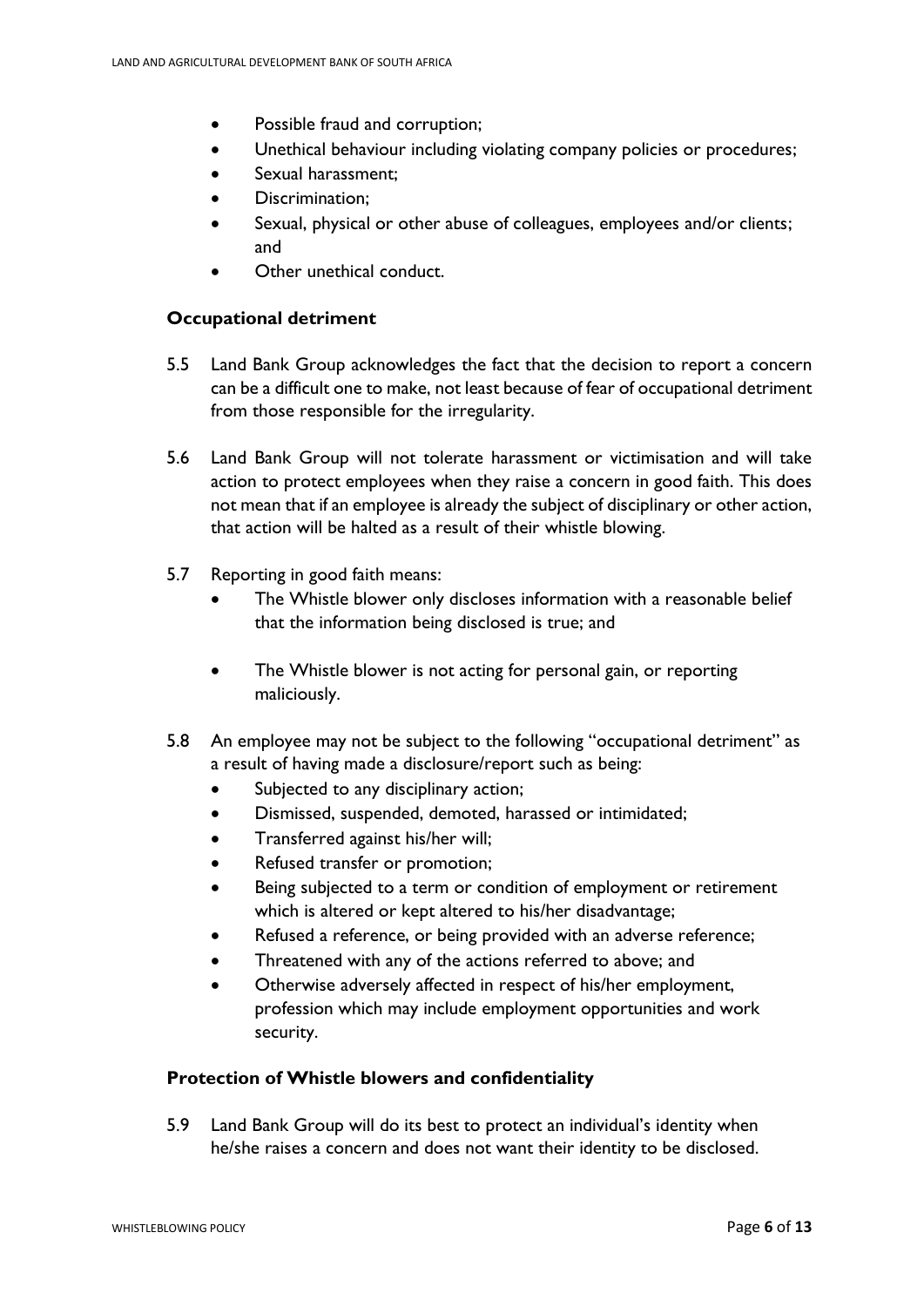- Possible fraud and corruption;
- Unethical behaviour including violating company policies or procedures;
- Sexual harassment;
- Discrimination;
- Sexual, physical or other abuse of colleagues, employees and/or clients; and
- Other unethical conduct.

### Occupational detriment

5.5 Land Bank Group acknowledges the fact that the decision to report a concern can be a difficult one to make, not least because of fear of occupational detriment from those responsible for the irregularity.

5.6 Land Bank Group will not tolerate harassment or victimisation and will take action to protect employees when they raise a concern in good faith. This does not mean that if an employee is already the subject of disciplinary or other action, that action will be halted as a result of their whistle blowing.

5.7 Reporting in good faith means:

- The Whistle blower only discloses information with a reasonable belief that the information being disclosed is true; and
- The Whistle blower is not acting for personal gain, or reporting maliciously.

5.8 An employee may not be subject to the following "occupational detriment" as a result of having made a disclosure/report such as being:

- Subjected to any disciplinary action;
- Dismissed, suspended, demoted, harassed or intimidated;
- Transferred against his/her will;
- Refused transfer or promotion;
- Being subjected to a term or condition of employment or retirement which is altered or kept altered to his/her disadvantage;
- Refused a reference, or being provided with an adverse reference;
- Threatened with any of the actions referred to above; and
- Otherwise adversely affected in respect of his/her employment, profession which may include employment opportunities and work security.

### Protection of Whistle blowers and confidentiality

5.9 Land Bank Group will do its best to protect an individual's identity when he/she raises a concern and does not want their identity to be disclosed.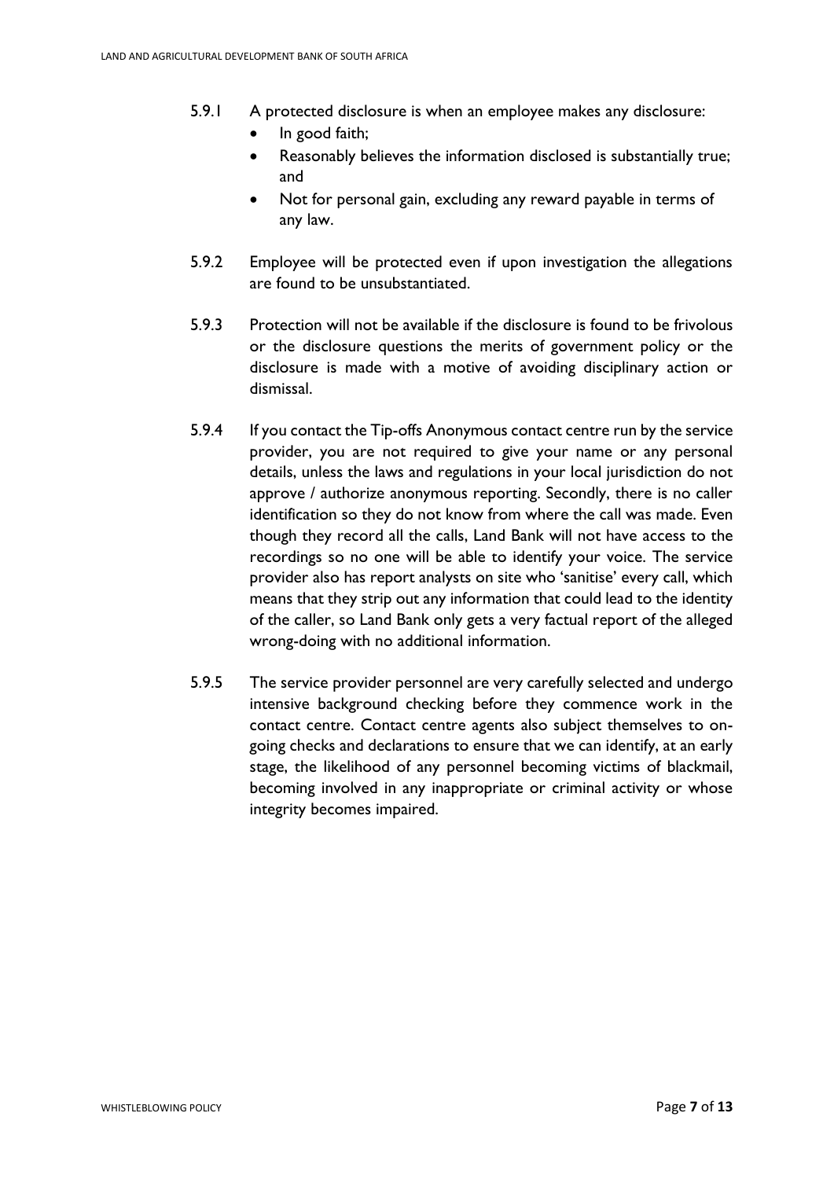5.9.1 A protected disclosure is when an employee makes any disclosure:

- In good faith;
- Reasonably believes the information disclosed is substantially true; and
- Not for personal gain, excluding any reward payable in terms of any law.

5.9.2 Employee will be protected even if upon investigation the allegations are found to be unsubstantiated.

5.9.3 Protection will not be available if the disclosure is found to be frivolous or the disclosure questions the merits of government policy or the disclosure is made with a motive of avoiding disciplinary action or dismissal.

5.9.4 If you contact the Tip-offs Anonymous contact centre run by the service provider, you are not required to give your name or any personal details, unless the laws and regulations in your local jurisdiction do not approve / authorize anonymous reporting. Secondly, there is no caller identification so they do not know from where the call was made. Even though they record all the calls, Land Bank will not have access to the recordings so no one will be able to identify your voice. The service provider also has report analysts on site who 'sanitise' every call, which means that they strip out any information that could lead to the identity of the caller, so Land Bank only gets a very factual report of the alleged wrong-doing with no additional information.

5.9.5 The service provider personnel are very carefully selected and undergo intensive background checking before they commence work in the contact centre. Contact centre agents also subject themselves to on-going checks and declarations to ensure that we can identify, at an early stage, the likelihood of any personnel becoming victims of blackmail, becoming involved in any inappropriate or criminal activity or whose integrity becomes impaired.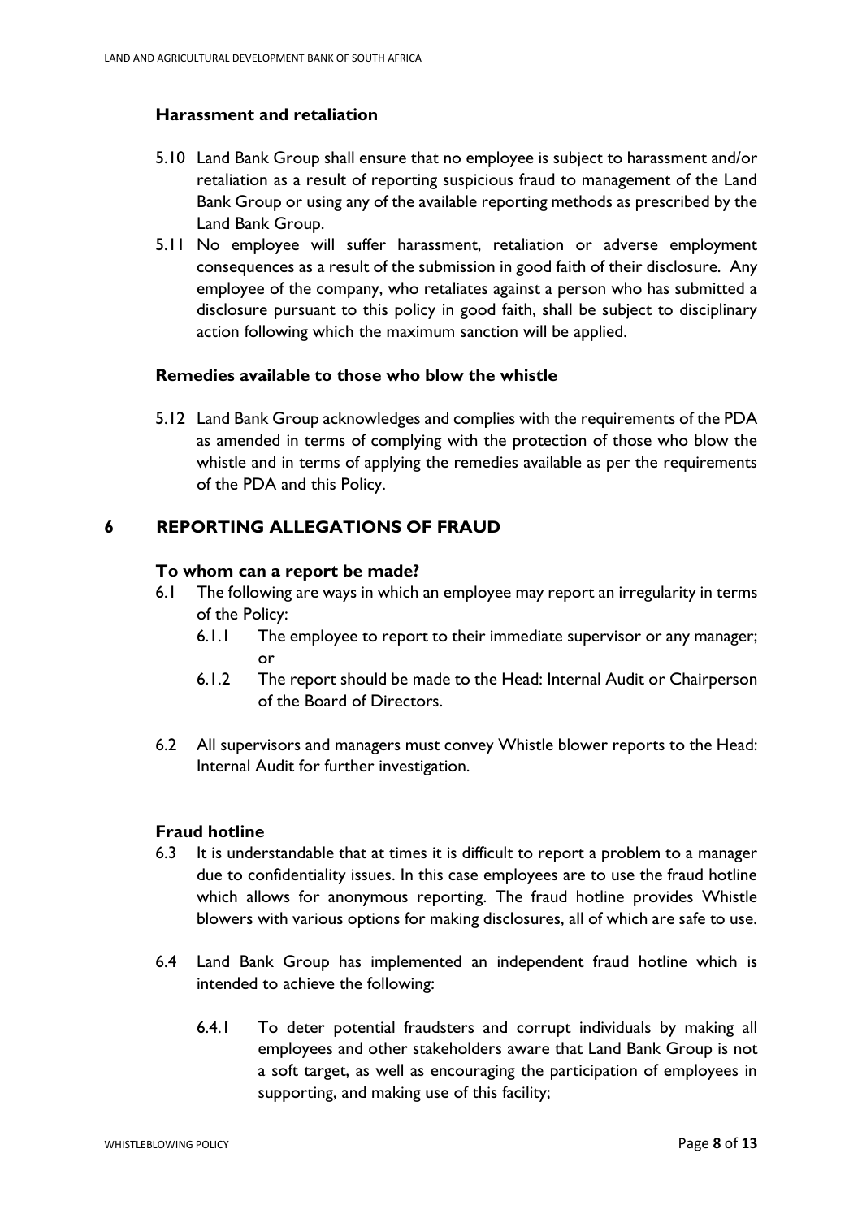### Harassment and retaliation

5.10 Land Bank Group shall ensure that no employee is subject to harassment and/or retaliation as a result of reporting suspicious fraud to management of the Land Bank Group or using any of the available reporting methods as prescribed by the Land Bank Group.

5.11 No employee will suffer harassment, retaliation or adverse employment consequences as a result of the submission in good faith of their disclosure. Any employee of the company, who retaliates against a person who has submitted a disclosure pursuant to this policy in good faith, shall be subject to disciplinary action following which the maximum sanction will be applied.

### Remedies available to those who blow the whistle

5.12 Land Bank Group acknowledges and complies with the requirements of the PDA as amended in terms of complying with the protection of those who blow the whistle and in terms of applying the remedies available as per the requirements of the PDA and this Policy.

## 6 REPORTING ALLEGATIONS OF FRAUD

### To whom can a report be made?

6.1 The following are ways in which an employee may report an irregularity in terms of the Policy:

6.1.1 The employee to report to their immediate supervisor or any manager; or

6.1.2 The report should be made to the Head: Internal Audit or Chairperson of the Board of Directors.

6.2 All supervisors and managers must convey Whistle blower reports to the Head: Internal Audit for further investigation.

### Fraud hotline

6.3 It is understandable that at times it is difficult to report a problem to a manager due to confidentiality issues. In this case employees are to use the fraud hotline which allows for anonymous reporting. The fraud hotline provides Whistle blowers with various options for making disclosures, all of which are safe to use.

6.4 Land Bank Group has implemented an independent fraud hotline which is intended to achieve the following:

6.4.1 To deter potential fraudsters and corrupt individuals by making all employees and other stakeholders aware that Land Bank Group is not a soft target, as well as encouraging the participation of employees in supporting, and making use of this facility;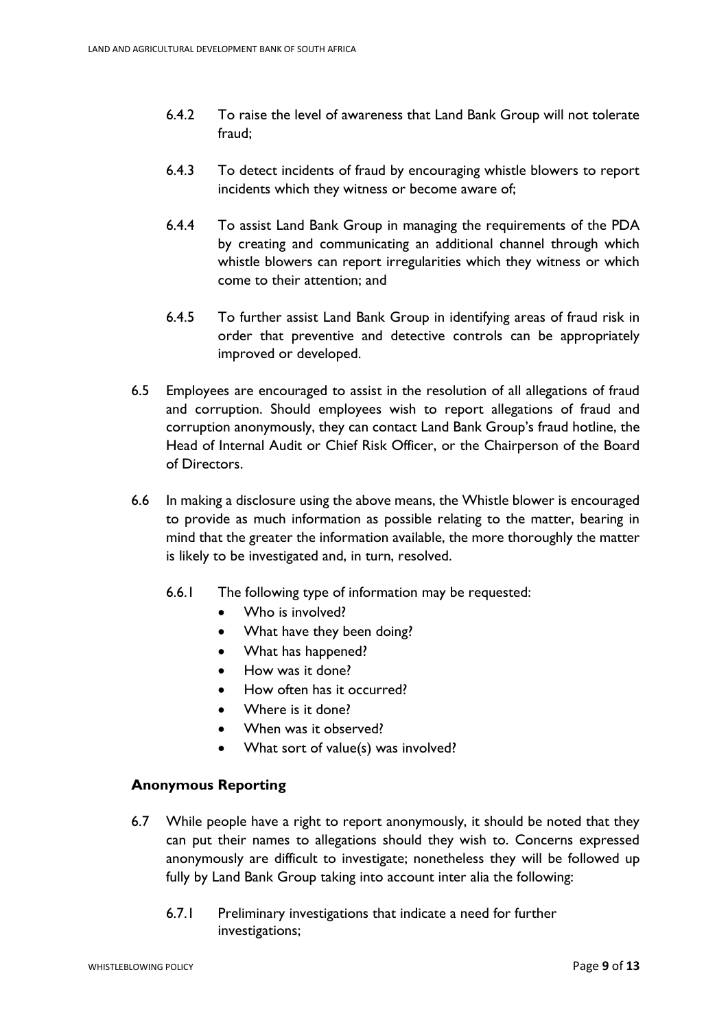6.4.2 To raise the level of awareness that Land Bank Group will not tolerate fraud;

6.4.3 To detect incidents of fraud by encouraging whistle blowers to report incidents which they witness or become aware of;

6.4.4 To assist Land Bank Group in managing the requirements of the PDA by creating and communicating an additional channel through which whistle blowers can report irregularities which they witness or which come to their attention; and

6.4.5 To further assist Land Bank Group in identifying areas of fraud risk in order that preventive and detective controls can be appropriately improved or developed.

6.5 Employees are encouraged to assist in the resolution of all allegations of fraud and corruption. Should employees wish to report allegations of fraud and corruption anonymously, they can contact Land Bank Group's fraud hotline, the Head of Internal Audit or Chief Risk Officer, or the Chairperson of the Board of Directors.

6.6 In making a disclosure using the above means, the Whistle blower is encouraged to provide as much information as possible relating to the matter, bearing in mind that the greater the information available, the more thoroughly the matter is likely to be investigated and, in turn, resolved.

6.6.1 The following type of information may be requested:

- Who is involved?
- What have they been doing?
- What has happened?
- How was it done?
- How often has it occurred?
- Where is it done?
- When was it observed?
- What sort of value(s) was involved?

### Anonymous Reporting

6.7 While people have a right to report anonymously, it should be noted that they can put their names to allegations should they wish to. Concerns expressed anonymously are difficult to investigate; nonetheless they will be followed up fully by Land Bank Group taking into account inter alia the following:

6.7.1 Preliminary investigations that indicate a need for further investigations;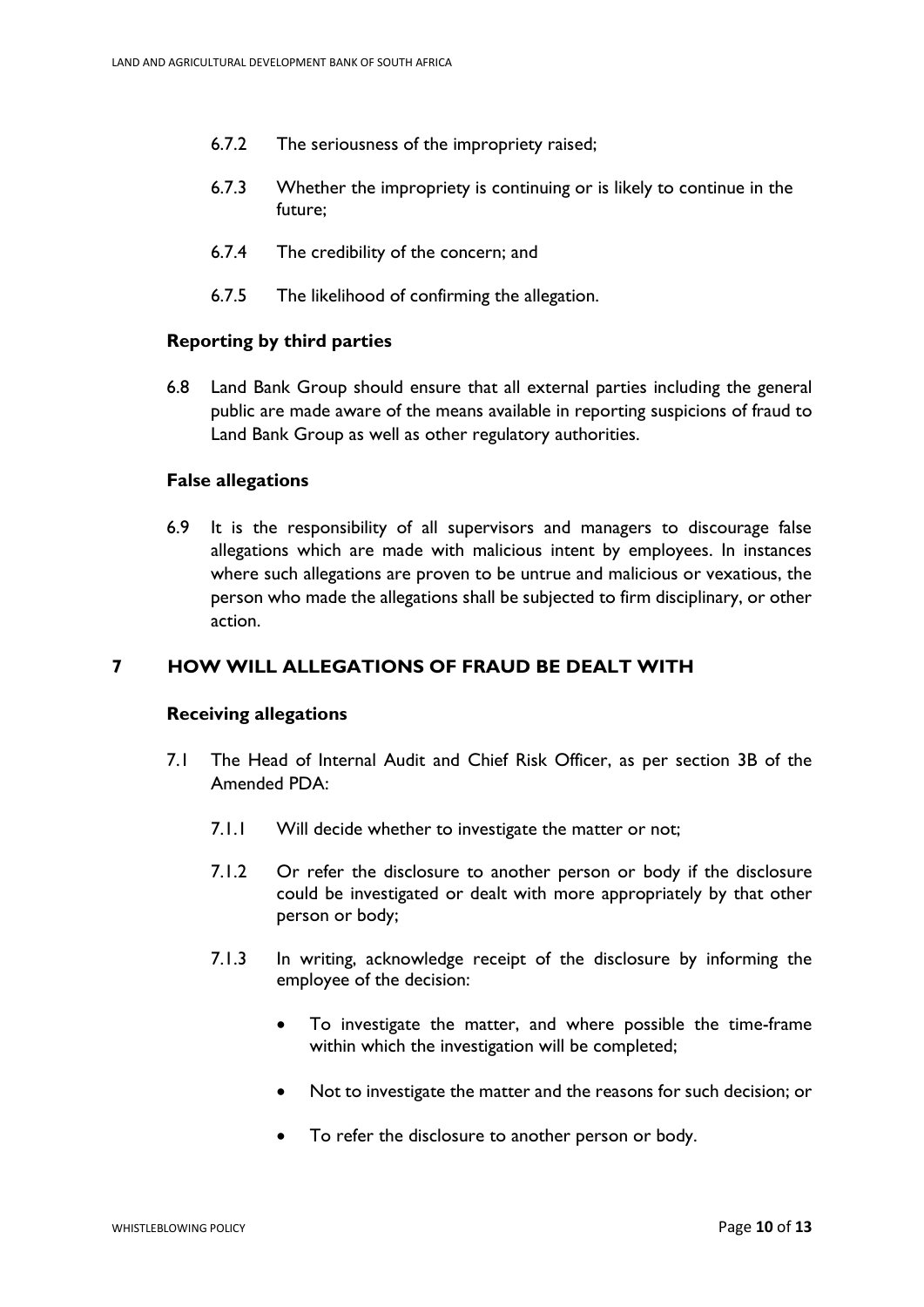6.7.2 The seriousness of the impropriety raised;

6.7.3 Whether the impropriety is continuing or is likely to continue in the future;

6.7.4 The credibility of the concern; and

6.7.5 The likelihood of confirming the allegation.

**Reporting by third parties**

6.8 Land Bank Group should ensure that all external parties including the general public are made aware of the means available in reporting suspicions of fraud to Land Bank Group as well as other regulatory authorities.

**False allegations**

6.9 It is the responsibility of all supervisors and managers to discourage false allegations which are made with malicious intent by employees. In instances where such allegations are proven to be untrue and malicious or vexatious, the person who made the allegations shall be subjected to firm disciplinary, or other action.

## 7 HOW WILL ALLEGATIONS OF FRAUD BE DEALT WITH

**Receiving allegations**

7.1 The Head of Internal Audit and Chief Risk Officer, as per section 3B of the Amended PDA:

7.1.1 Will decide whether to investigate the matter or not;

7.1.2 Or refer the disclosure to another person or body if the disclosure could be investigated or dealt with more appropriately by that other person or body;

7.1.3 In writing, acknowledge receipt of the disclosure by informing the employee of the decision:

- To investigate the matter, and where possible the time-frame within which the investigation will be completed;
- Not to investigate the matter and the reasons for such decision; or
- To refer the disclosure to another person or body.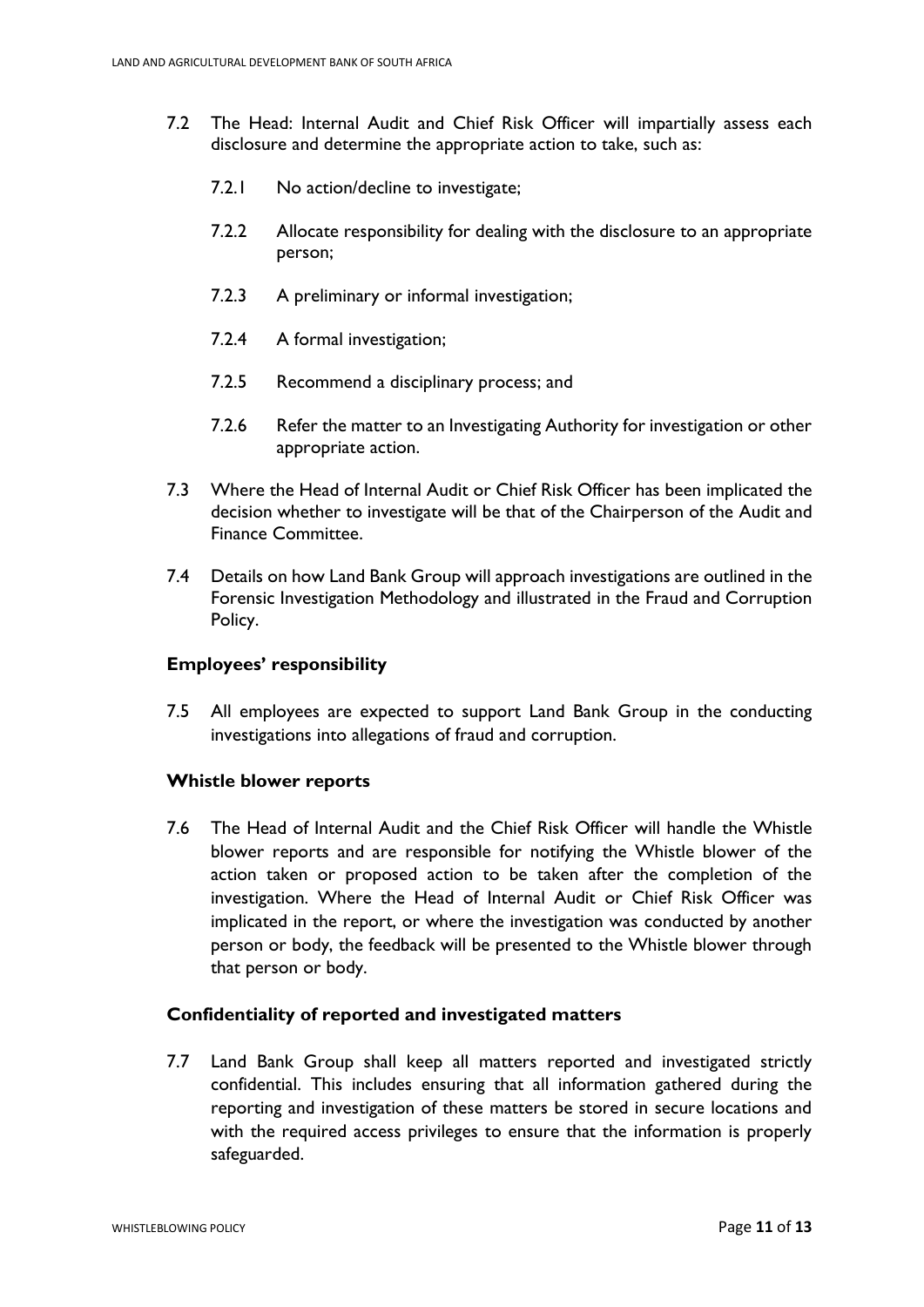7.2 The Head: Internal Audit and Chief Risk Officer will impartially assess each disclosure and determine the appropriate action to take, such as:

7.2.1 No action/decline to investigate;

7.2.2 Allocate responsibility for dealing with the disclosure to an appropriate person;

7.2.3 A preliminary or informal investigation;

7.2.4 A formal investigation;

7.2.5 Recommend a disciplinary process; and

7.2.6 Refer the matter to an Investigating Authority for investigation or other appropriate action.

7.3 Where the Head of Internal Audit or Chief Risk Officer has been implicated the decision whether to investigate will be that of the Chairperson of the Audit and Finance Committee.

7.4 Details on how Land Bank Group will approach investigations are outlined in the Forensic Investigation Methodology and illustrated in the Fraud and Corruption Policy.

### Employees' responsibility

7.5 All employees are expected to support Land Bank Group in the conducting investigations into allegations of fraud and corruption.

### Whistle blower reports

7.6 The Head of Internal Audit and the Chief Risk Officer will handle the Whistle blower reports and are responsible for notifying the Whistle blower of the action taken or proposed action to be taken after the completion of the investigation. Where the Head of Internal Audit or Chief Risk Officer was implicated in the report, or where the investigation was conducted by another person or body, the feedback will be presented to the Whistle blower through that person or body.

### Confidentiality of reported and investigated matters

7.7 Land Bank Group shall keep all matters reported and investigated strictly confidential. This includes ensuring that all information gathered during the reporting and investigation of these matters be stored in secure locations and with the required access privileges to ensure that the information is properly safeguarded.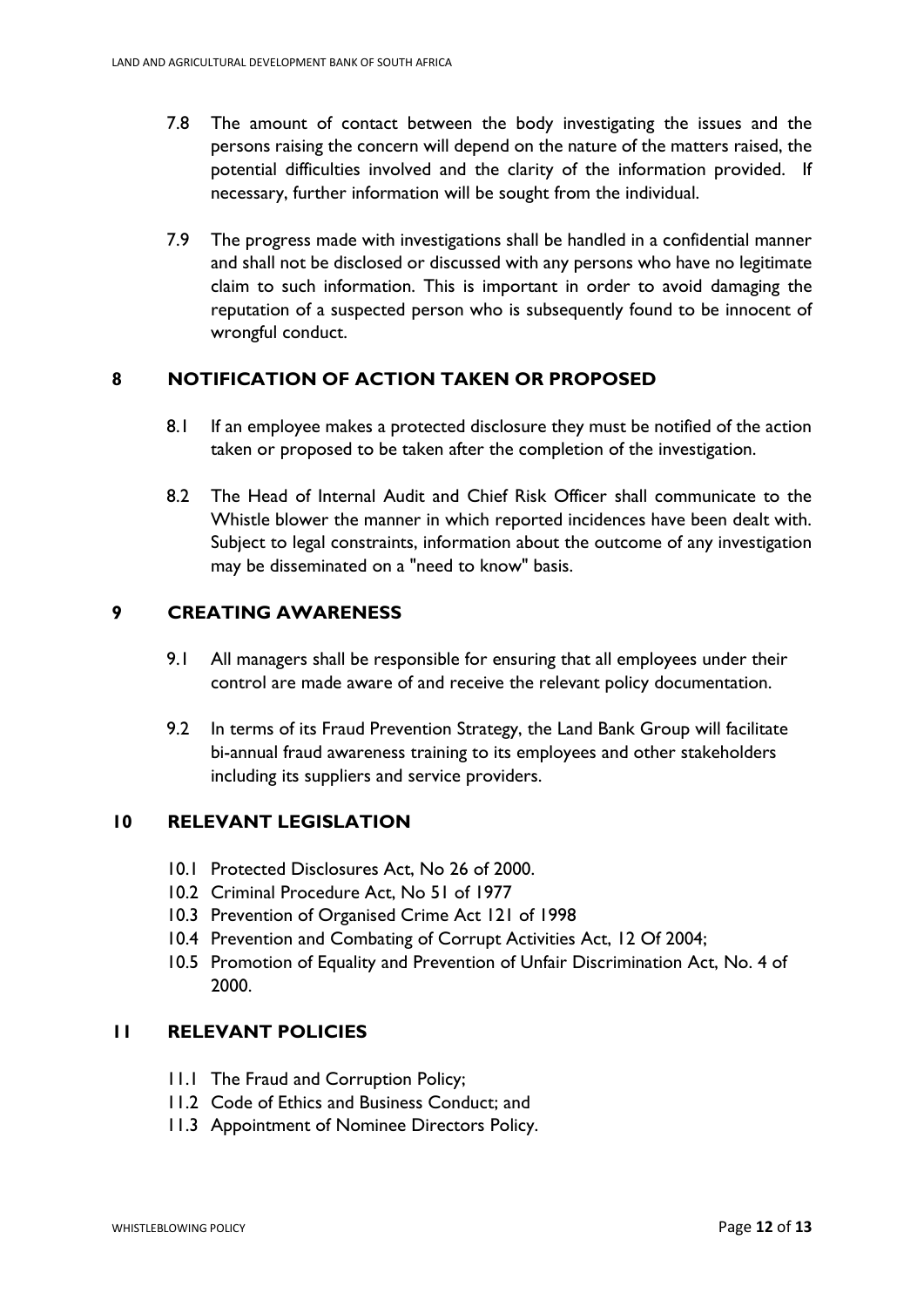7.8 The amount of contact between the body investigating the issues and the persons raising the concern will depend on the nature of the matters raised, the potential difficulties involved and the clarity of the information provided. If necessary, further information will be sought from the individual.

7.9 The progress made with investigations shall be handled in a confidential manner and shall not be disclosed or discussed with any persons who have no legitimate claim to such information. This is important in order to avoid damaging the reputation of a suspected person who is subsequently found to be innocent of wrongful conduct.

## 8 NOTIFICATION OF ACTION TAKEN OR PROPOSED

8.1 If an employee makes a protected disclosure they must be notified of the action taken or proposed to be taken after the completion of the investigation.

8.2 The Head of Internal Audit and Chief Risk Officer shall communicate to the Whistle blower the manner in which reported incidences have been dealt with. Subject to legal constraints, information about the outcome of any investigation may be disseminated on a "need to know" basis.

## 9 CREATING AWARENESS

9.1 All managers shall be responsible for ensuring that all employees under their control are made aware of and receive the relevant policy documentation.

9.2 In terms of its Fraud Prevention Strategy, the Land Bank Group will facilitate bi-annual fraud awareness training to its employees and other stakeholders including its suppliers and service providers.

## 10 RELEVANT LEGISLATION

10.1 Protected Disclosures Act, No 26 of 2000.
10.2 Criminal Procedure Act, No 51 of 1977
10.3 Prevention of Organised Crime Act 121 of 1998
10.4 Prevention and Combating of Corrupt Activities Act, 12 Of 2004;
10.5 Promotion of Equality and Prevention of Unfair Discrimination Act, No. 4 of 2000.

## 11 RELEVANT POLICIES

11.1 The Fraud and Corruption Policy;
11.2 Code of Ethics and Business Conduct; and
11.3 Appointment of Nominee Directors Policy.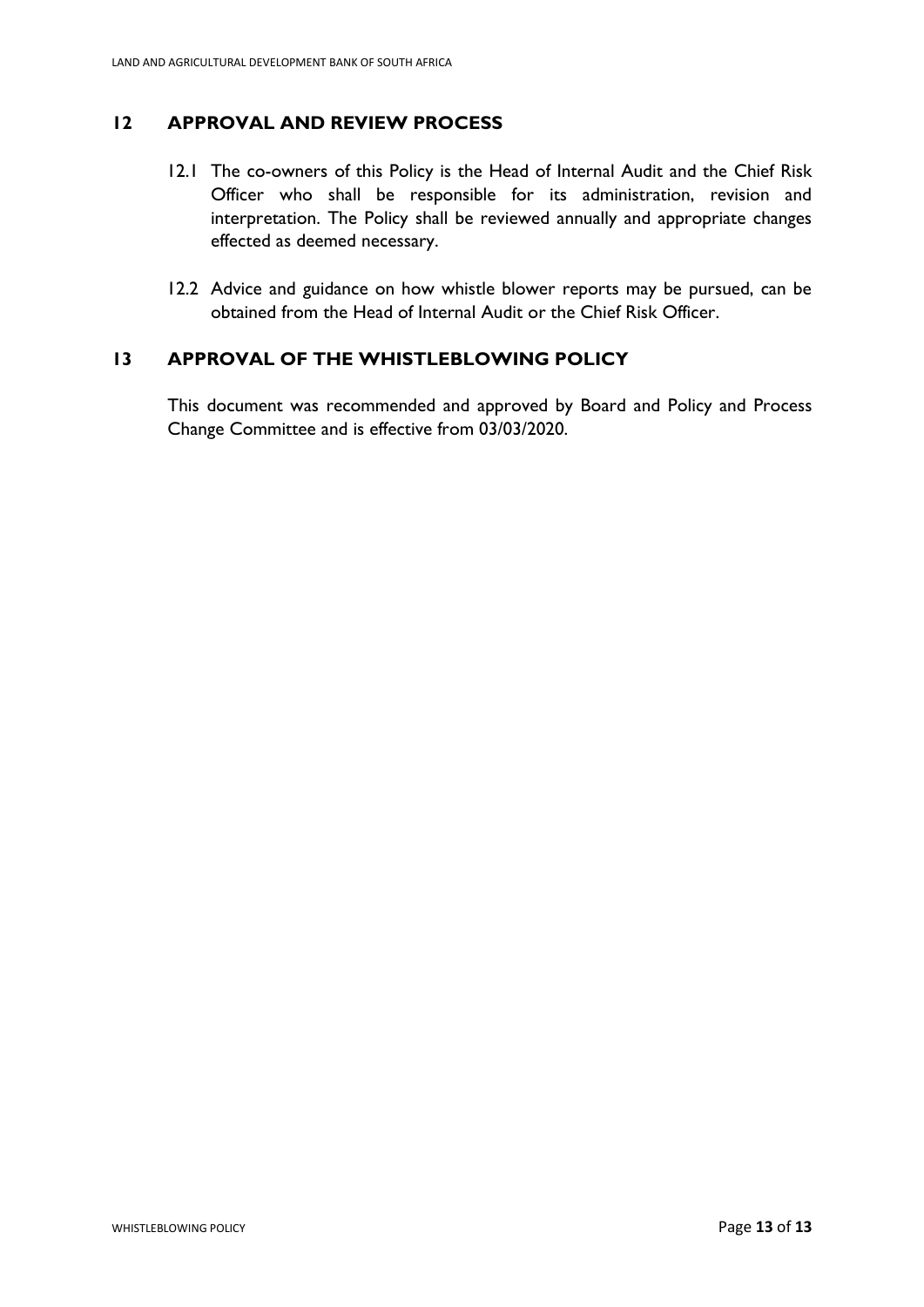## 12 APPROVAL AND REVIEW PROCESS

12.1 The co-owners of this Policy is the Head of Internal Audit and the Chief Risk Officer who shall be responsible for its administration, revision and interpretation. The Policy shall be reviewed annually and appropriate changes effected as deemed necessary.

12.2 Advice and guidance on how whistle blower reports may be pursued, can be obtained from the Head of Internal Audit or the Chief Risk Officer.

## 13 APPROVAL OF THE WHISTLEBLOWING POLICY

This document was recommended and approved by Board and Policy and Process Change Committee and is effective from 03/03/2020.